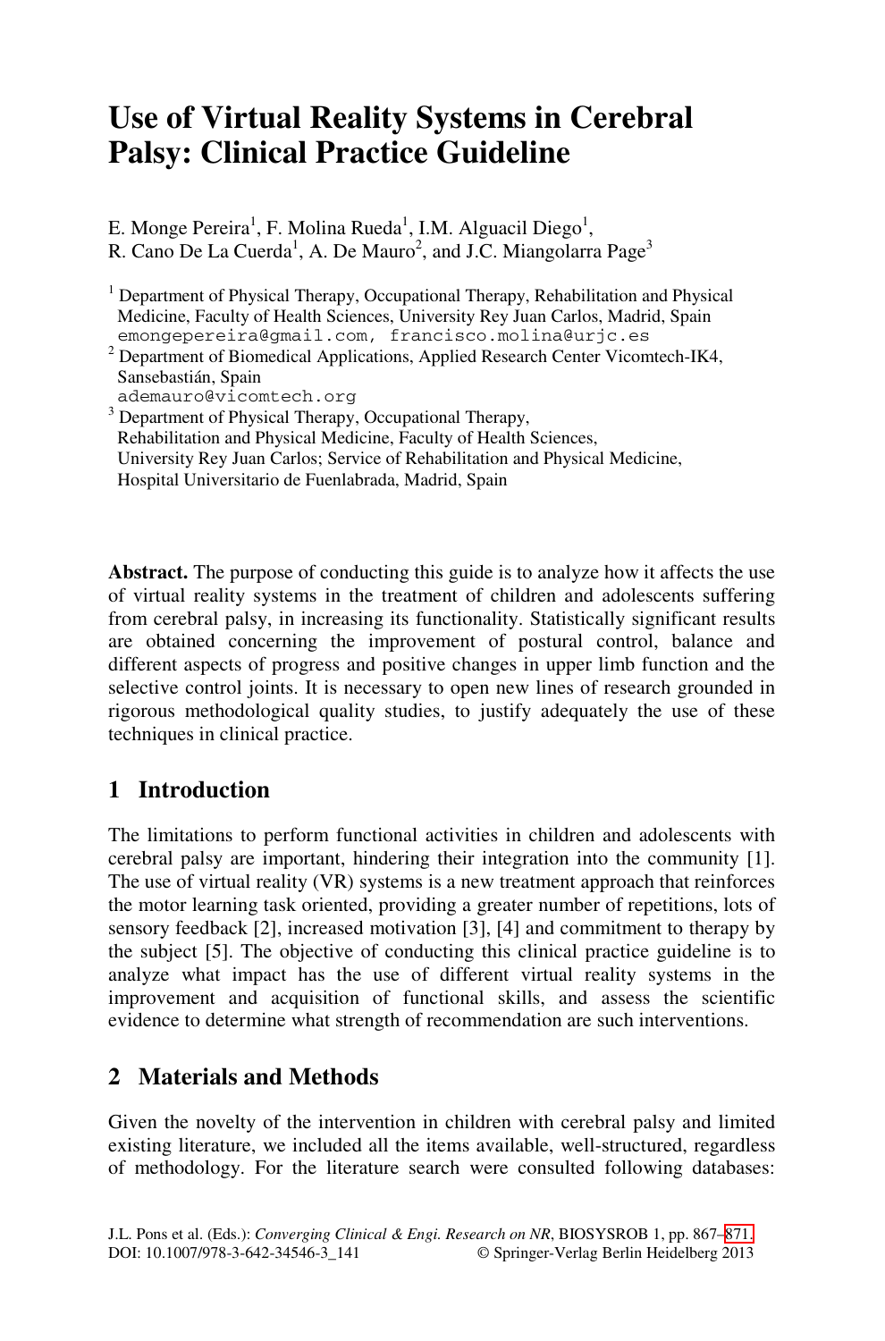# Use of Virtual Reality Systems in Cerebral Palsy: Clinical Practice Guideline

E. Monge Pereira[1], F. Molina Rueda[1], I.M. Alguacil Diego[1], R. Cano De La Cuerda[1], A. De Mauro[2], and J.C. Miangolarra Page[3]

[1] Department of Physical Therapy, Occupational Therapy, Rehabilitation and Physical Medicine, Faculty of Health Sciences, University Rey Juan Carlos, Madrid, Spain
emongepereira@gmail.com, francisco.molina@urjc.es

[2] Department of Biomedical Applications, Applied Research Center Vicomtech-IK4, Sansebastián, Spain
ademauro@vicomtech.org

[3] Department of Physical Therapy, Occupational Therapy, Rehabilitation and Physical Medicine, Faculty of Health Sciences, University Rey Juan Carlos; Service of Rehabilitation and Physical Medicine, Hospital Universitario de Fuenlabrada, Madrid, Spain

**Abstract.** The purpose of conducting this guide is to analyze how it affects the use of virtual reality systems in the treatment of children and adolescents suffering from cerebral palsy, in increasing its functionality. Statistically significant results are obtained concerning the improvement of postural control, balance and different aspects of progress and positive changes in upper limb function and the selective control joints. It is necessary to open new lines of research grounded in rigorous methodological quality studies, to justify adequately the use of these techniques in clinical practice.

## 1 Introduction

The limitations to perform functional activities in children and adolescents with cerebral palsy are important, hindering their integration into the community [1]. The use of virtual reality (VR) systems is a new treatment approach that reinforces the motor learning task oriented, providing a greater number of repetitions, lots of sensory feedback [2], increased motivation [3], [4] and commitment to therapy by the subject [5]. The objective of conducting this clinical practice guideline is to analyze what impact has the use of different virtual reality systems in the improvement and acquisition of functional skills, and assess the scientific evidence to determine what strength of recommendation are such interventions.

## 2 Materials and Methods

Given the novelty of the intervention in children with cerebral palsy and limited existing literature, we included all the items available, well-structured, regardless of methodology. For the literature search were consulted following databases: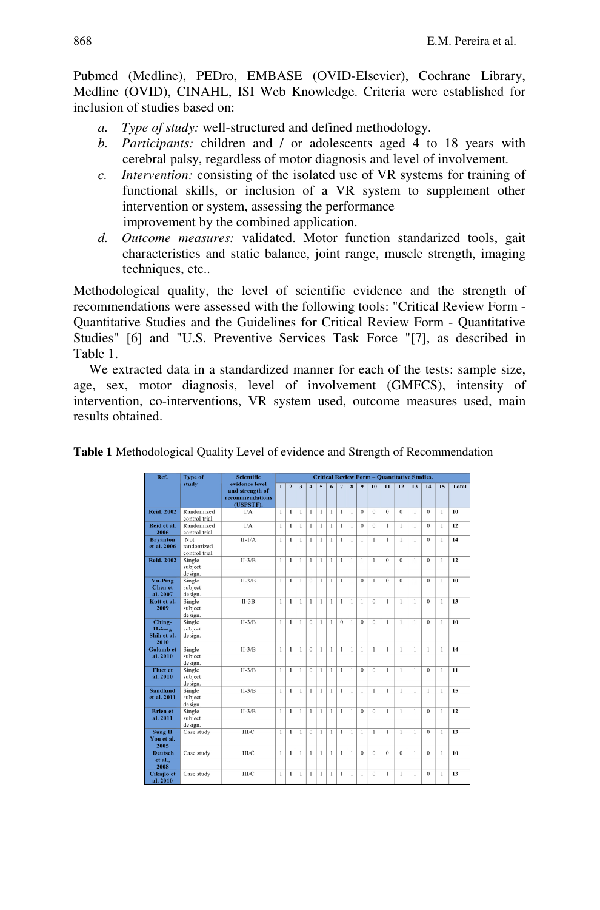Pubmed (Medline), PEDro, EMBASE (OVID-Elsevier), Cochrane Library, Medline (OVID), CINAHL, ISI Web Knowledge. Criteria were established for inclusion of studies based on:

a. *Type of study:* well-structured and defined methodology.
b. *Participants:* children and / or adolescents aged 4 to 18 years with cerebral palsy, regardless of motor diagnosis and level of involvement.
c. *Intervention:* consisting of the isolated use of VR systems for training of functional skills, or inclusion of a VR system to supplement other intervention or system, assessing the performance improvement by the combined application.
d. *Outcome measures:* validated. Motor function standarized tools, gait characteristics and static balance, joint range, muscle strength, imaging techniques, etc..

Methodological quality, the level of scientific evidence and the strength of recommendations were assessed with the following tools: "Critical Review Form - Quantitative Studies and the Guidelines for Critical Review Form - Quantitative Studies" [6] and "U.S. Preventive Services Task Force "[7], as described in Table 1.

We extracted data in a standardized manner for each of the tests: sample size, age, sex, motor diagnosis, level of involvement (GMFCS), intensity of intervention, co-interventions, VR system used, outcome measures used, main results obtained.

**Table 1** Methodological Quality Level of evidence and Strength of Recommendation

| Ref. | Type of study | Scientific evidence level and strength of recommendations (USPSTF). | Critical Review Form – Quantitative Studies. | | | | | | | | | | | | | | | |
|---|---|---|---|---|---|---|---|---|---|---|---|---|---|---|---|---|---|---|
| | | | 1 | 2 | 3 | 4 | 5 | 6 | 7 | 8 | 9 | 10 | 11 | 12 | 13 | 14 | 15 | Total |
| Reid. 2002 | Randomized control trial | I/A | 1 | 1 | 1 | 1 | 1 | 1 | 1 | 1 | 0 | 0 | 0 | 0 | 1 | 0 | 1 | 10 |
| Reid et al. 2006 | Randomized control trial | I/A | 1 | 1 | 1 | 1 | 1 | 1 | 1 | 1 | 0 | 0 | 1 | 1 | 1 | 0 | 1 | 12 |
| Bryanton et al. 2006 | Not randomized control trial | II-1/A | 1 | 1 | 1 | 1 | 1 | 1 | 1 | 1 | 1 | 1 | 1 | 1 | 1 | 0 | 1 | 14 |
| Reid. 2002 | Single subject design. | II-3/B | 1 | 1 | 1 | 1 | 1 | 1 | 1 | 1 | 1 | 1 | 0 | 0 | 1 | 0 | 1 | 12 |
| Yu-Ping Chen et al. 2007 | Single subject design. | II-3/B | 1 | 1 | 1 | 0 | 1 | 1 | 1 | 1 | 0 | 1 | 0 | 0 | 1 | 0 | 1 | 10 |
| Kott et al. 2009 | Single subject design. | II-3B | 1 | 1 | 1 | 1 | 1 | 1 | 1 | 1 | 1 | 0 | 1 | 1 | 1 | 0 | 1 | 13 |
| Ching-Hsiang Shih et al. 2010 | Single subject design. | II-3/B | 1 | 1 | 1 | 0 | 1 | 1 | 0 | 1 | 0 | 0 | 1 | 1 | 1 | 0 | 1 | 10 |
| Golomb et al. 2010 | Single subject design. | II-3/B | 1 | 1 | 1 | 0 | 1 | 1 | 1 | 1 | 1 | 1 | 1 | 1 | 1 | 1 | 1 | 14 |
| Fluet et al. 2010 | Single subject design. | II-3/B | 1 | 1 | 1 | 0 | 1 | 1 | 1 | 1 | 0 | 0 | 1 | 1 | 1 | 0 | 1 | 11 |
| Sandlund et al. 2011 | Single subject design. | II-3/B | 1 | 1 | 1 | 1 | 1 | 1 | 1 | 1 | 1 | 1 | 1 | 1 | 1 | 1 | 1 | 15 |
| Brien et al. 2011 | Single subject design. | II-3/B | 1 | 1 | 1 | 1 | 1 | 1 | 1 | 1 | 0 | 0 | 1 | 1 | 1 | 0 | 1 | 12 |
| Sung H You et al. 2005 | Case study | III/C | 1 | 1 | 1 | 0 | 1 | 1 | 1 | 1 | 1 | 1 | 1 | 1 | 1 | 0 | 1 | 13 |
| Deutsch et al., 2008 | Case study | III/C | 1 | 1 | 1 | 1 | 1 | 1 | 1 | 1 | 0 | 0 | 0 | 0 | 1 | 0 | 1 | 10 |
| Cikajlo et al. 2010 | Case study | III/C | 1 | 1 | 1 | 1 | 1 | 1 | 1 | 1 | 1 | 0 | 1 | 1 | 1 | 0 | 1 | 13 |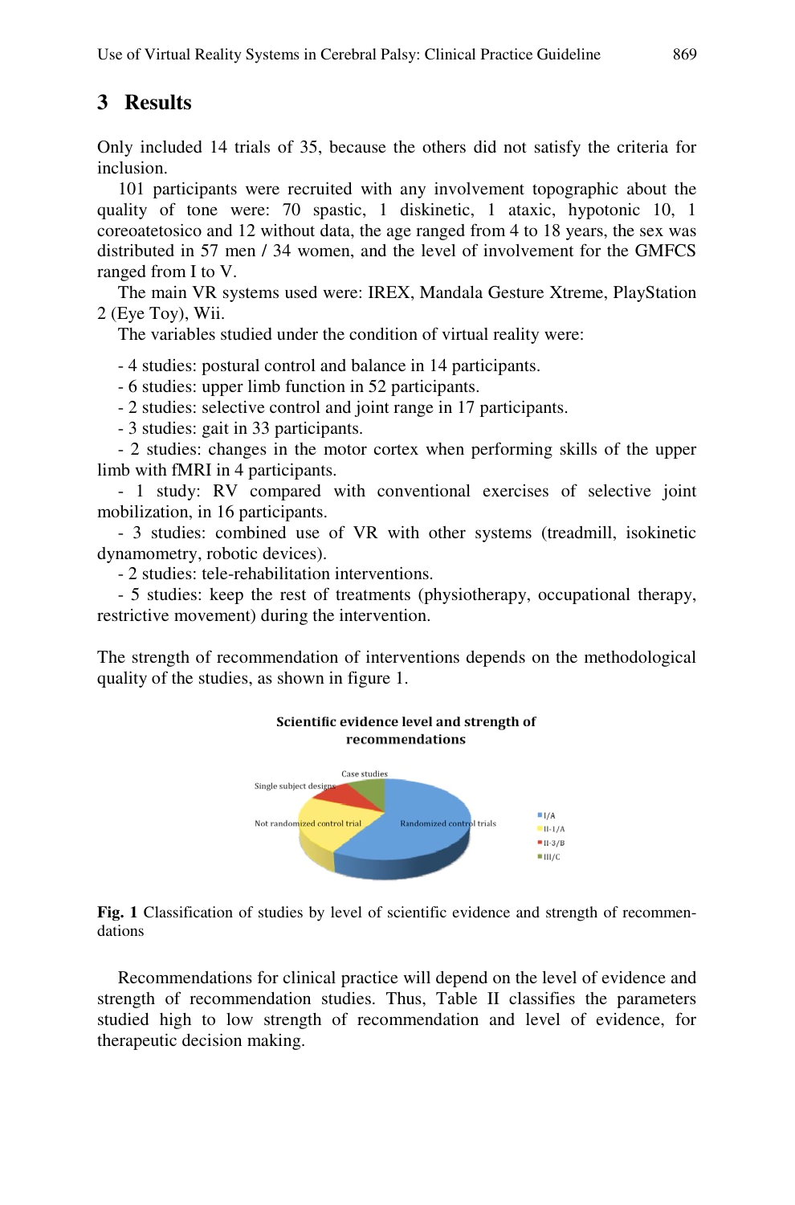## 3 Results

Only included 14 trials of 35, because the others did not satisfy the criteria for inclusion.

101 participants were recruited with any involvement topographic about the quality of tone were: 70 spastic, 1 diskinetic, 1 ataxic, hypotonic 10, 1 coreoatetosico and 12 without data, the age ranged from 4 to 18 years, the sex was distributed in 57 men / 34 women, and the level of involvement for the GMFCS ranged from I to V.

The main VR systems used were: IREX, Mandala Gesture Xtreme, PlayStation 2 (Eye Toy), Wii.

The variables studied under the condition of virtual reality were:

- 4 studies: postural control and balance in 14 participants.
- 6 studies: upper limb function in 52 participants.
- 2 studies: selective control and joint range in 17 participants.
- 3 studies: gait in 33 participants.
- 2 studies: changes in the motor cortex when performing skills of the upper limb with fMRI in 4 participants.
- 1 study: RV compared with conventional exercises of selective joint mobilization, in 16 participants.
- 3 studies: combined use of VR with other systems (treadmill, isokinetic dynamometry, robotic devices).
- 2 studies: tele-rehabilitation interventions.
- 5 studies: keep the rest of treatments (physiotherapy, occupational therapy, restrictive movement) during the intervention.

The strength of recommendation of interventions depends on the methodological quality of the studies, as shown in figure 1.

**Scientific evidence level and strength of recommendations**

Case studies; Single subject designs; Not randomized control trial; Randomized control trials

I/A; II-1/A; II-3/B; III/C

**Fig. 1** Classification of studies by level of scientific evidence and strength of recommendations

Recommendations for clinical practice will depend on the level of evidence and strength of recommendation studies. Thus, Table II classifies the parameters studied high to low strength of recommendation and level of evidence, for therapeutic decision making.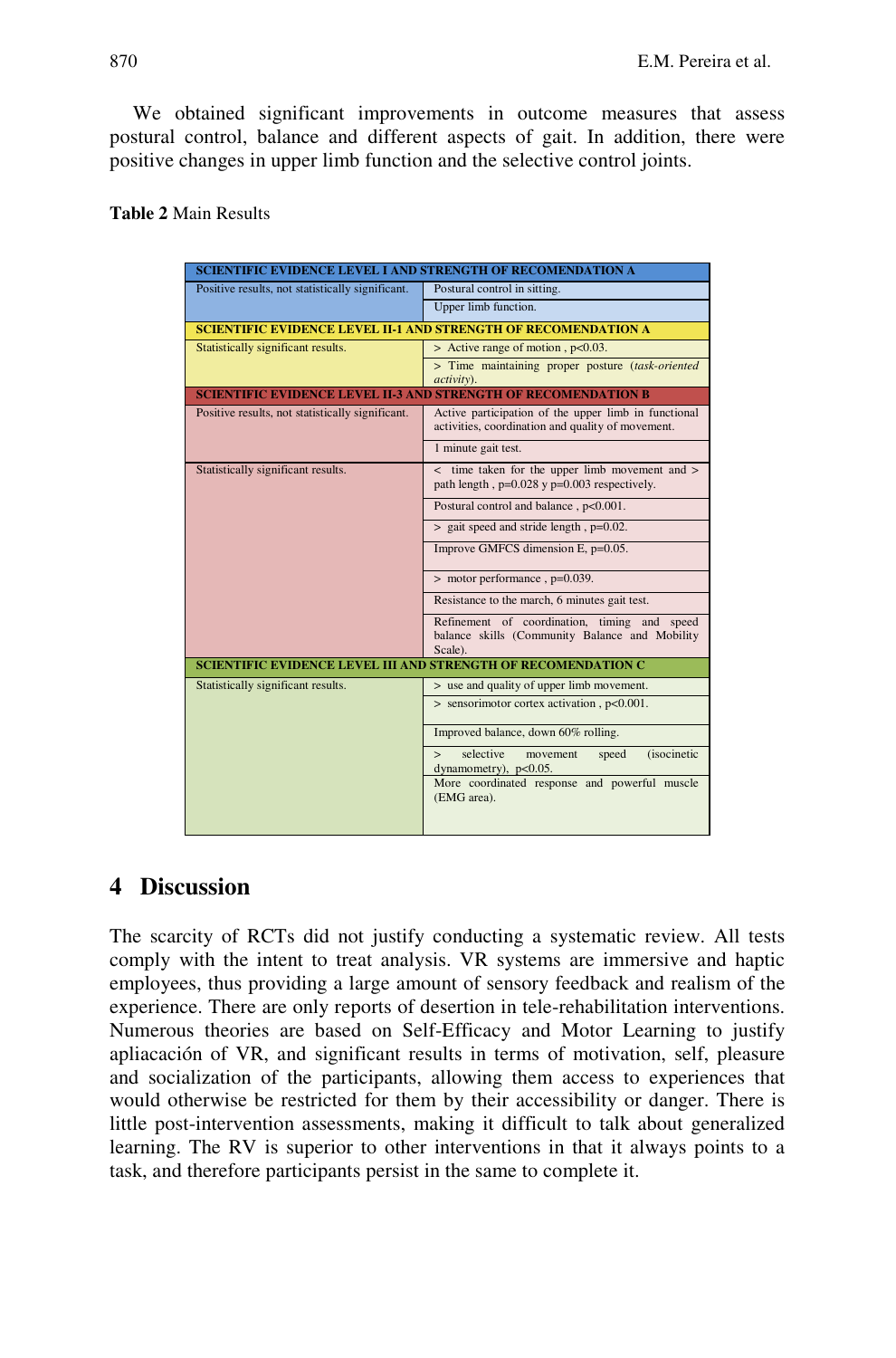We obtained significant improvements in outcome measures that assess postural control, balance and different aspects of gait. In addition, there were positive changes in upper limb function and the selective control joints.

**Table 2** Main Results

| SCIENTIFIC EVIDENCE LEVEL I AND STRENGTH OF RECOMENDATION A | |
|---|---|
| Positive results, not statistically significant. | Postural control in sitting. |
| | Upper limb function. |
| **SCIENTIFIC EVIDENCE LEVEL II-1 AND STRENGTH OF RECOMENDATION A** | |
| Statistically significant results. | > Active range of motion , $p<0.03$. |
| | > Time maintaining proper posture (*task-oriented activity*). |
| **SCIENTIFIC EVIDENCE LEVEL II-3 AND STRENGTH OF RECOMENDATION B** | |
| Positive results, not statistically significant. | Active participation of the upper limb in functional activities, coordination and quality of movement. |
| | 1 minute gait test. |
| Statistically significant results. | < time taken for the upper limb movement and > path length , $p=0.028$ y $p=0.003$ respectively. |
| | Postural control and balance , $p<0.001$. |
| | > gait speed and stride length , $p=0.02$. |
| | Improve GMFCS dimension E, $p=0.05$. |
| | > motor performance , $p=0.039$. |
| | Resistance to the march, 6 minutes gait test. |
| | Refinement of coordination, timing and speed balance skills (Community Balance and Mobility Scale). |
| **SCIENTIFIC EVIDENCE LEVEL III AND STRENGTH OF RECOMENDATION C** | |
| Statistically significant results. | > use and quality of upper limb movement. |
| | > sensorimotor cortex activation , $p<0.001$. |
| | Improved balance, down 60% rolling. |
| | > selective movement speed (isocinetic dynamometry), $p<0.05$. |
| | More coordinated response and powerful muscle (EMG area). |

## 4 Discussion

The scarcity of RCTs did not justify conducting a systematic review. All tests comply with the intent to treat analysis. VR systems are immersive and haptic employees, thus providing a large amount of sensory feedback and realism of the experience. There are only reports of desertion in tele-rehabilitation interventions. Numerous theories are based on Self-Efficacy and Motor Learning to justify apliacación of VR, and significant results in terms of motivation, self, pleasure and socialization of the participants, allowing them access to experiences that would otherwise be restricted for them by their accessibility or danger. There is little post-intervention assessments, making it difficult to talk about generalized learning. The RV is superior to other interventions in that it always points to a task, and therefore participants persist in the same to complete it.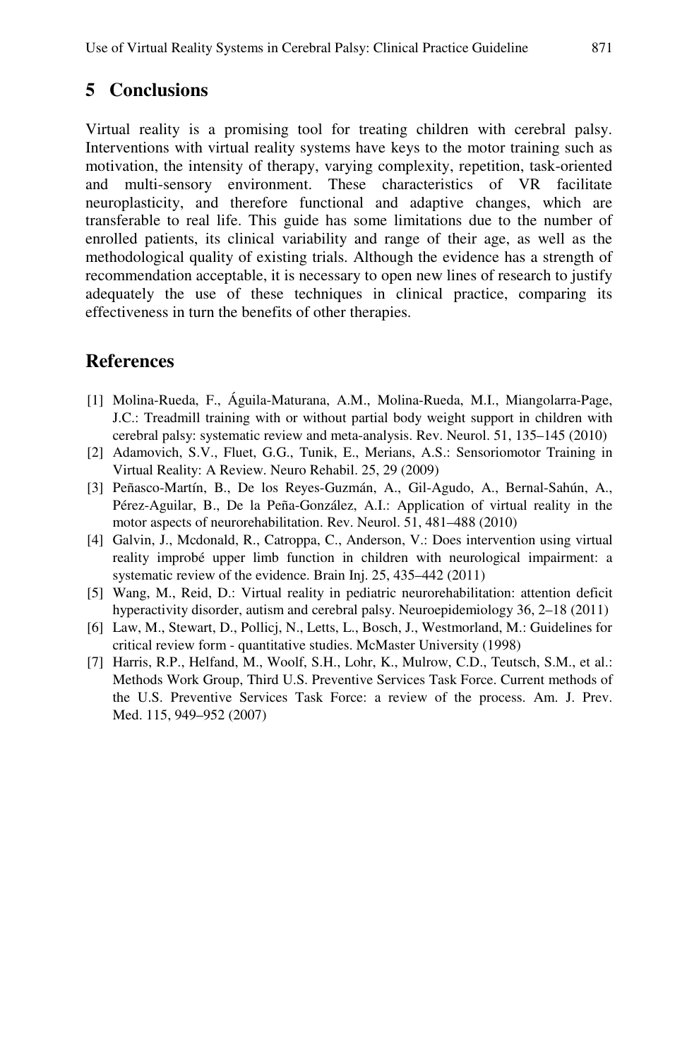## 5 Conclusions

Virtual reality is a promising tool for treating children with cerebral palsy. Interventions with virtual reality systems have keys to the motor training such as motivation, the intensity of therapy, varying complexity, repetition, task-oriented and multi-sensory environment. These characteristics of VR facilitate neuroplasticity, and therefore functional and adaptive changes, which are transferable to real life. This guide has some limitations due to the number of enrolled patients, its clinical variability and range of their age, as well as the methodological quality of existing trials. Although the evidence has a strength of recommendation acceptable, it is necessary to open new lines of research to justify adequately the use of these techniques in clinical practice, comparing its effectiveness in turn the benefits of other therapies.

## References

[1] Molina-Rueda, F., Águila-Maturana, A.M., Molina-Rueda, M.I., Miangolarra-Page, J.C.: Treadmill training with or without partial body weight support in children with cerebral palsy: systematic review and meta-analysis. Rev. Neurol. 51, 135–145 (2010)

[2] Adamovich, S.V., Fluet, G.G., Tunik, E., Merians, A.S.: Sensoriomotor Training in Virtual Reality: A Review. Neuro Rehabil. 25, 29 (2009)

[3] Peñasco-Martín, B., De los Reyes-Guzmán, A., Gil-Agudo, A., Bernal-Sahún, A., Pérez-Aguilar, B., De la Peña-González, A.I.: Application of virtual reality in the motor aspects of neurorehabilitation. Rev. Neurol. 51, 481–488 (2010)

[4] Galvin, J., Mcdonald, R., Catroppa, C., Anderson, V.: Does intervention using virtual reality improbé upper limb function in children with neurological impairment: a systematic review of the evidence. Brain Inj. 25, 435–442 (2011)

[5] Wang, M., Reid, D.: Virtual reality in pediatric neurorehabilitation: attention deficit hyperactivity disorder, autism and cerebral palsy. Neuroepidemiology 36, 2–18 (2011)

[6] Law, M., Stewart, D., Pollicj, N., Letts, L., Bosch, J., Westmorland, M.: Guidelines for critical review form - quantitative studies. McMaster University (1998)

[7] Harris, R.P., Helfand, M., Woolf, S.H., Lohr, K., Mulrow, C.D., Teutsch, S.M., et al.: Methods Work Group, Third U.S. Preventive Services Task Force. Current methods of the U.S. Preventive Services Task Force: a review of the process. Am. J. Prev. Med. 115, 949–952 (2007)